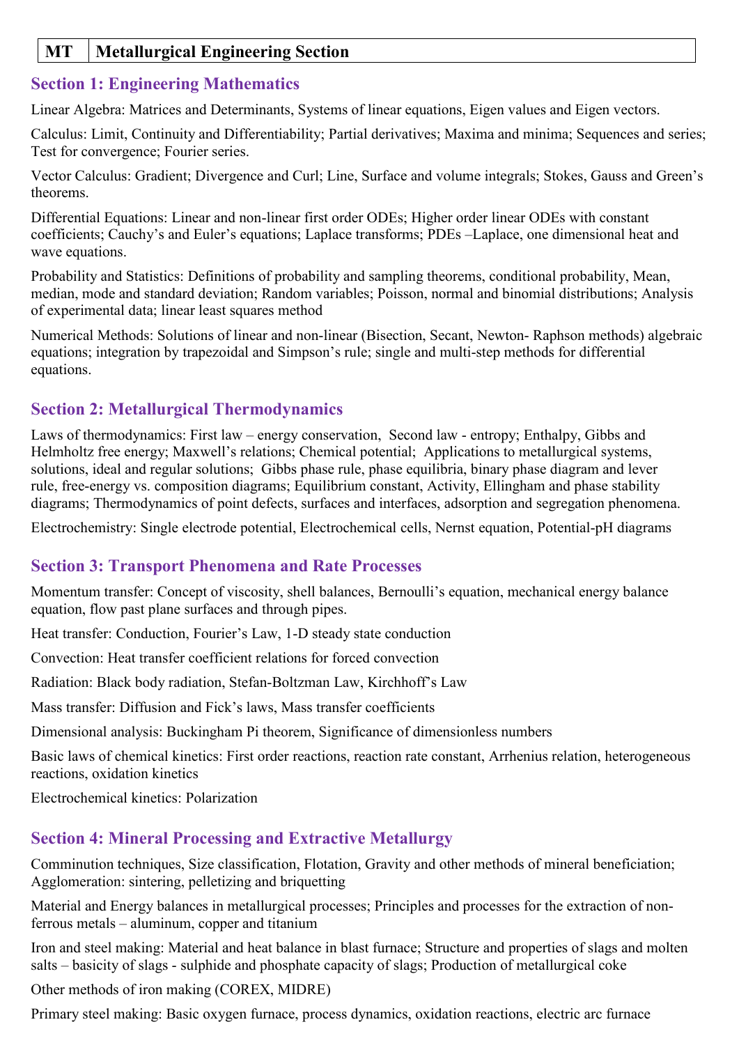| MT | Metallurgical Engineering Section |
|---|---|

## Section 1: Engineering Mathematics

Linear Algebra: Matrices and Determinants, Systems of linear equations, Eigen values and Eigen vectors.

Calculus: Limit, Continuity and Differentiability; Partial derivatives; Maxima and minima; Sequences and series; Test for convergence; Fourier series.

Vector Calculus: Gradient; Divergence and Curl; Line, Surface and volume integrals; Stokes, Gauss and Green's theorems.

Differential Equations: Linear and non-linear first order ODEs; Higher order linear ODEs with constant coefficients; Cauchy's and Euler's equations; Laplace transforms; PDEs –Laplace, one dimensional heat and wave equations.

Probability and Statistics: Definitions of probability and sampling theorems, conditional probability, Mean, median, mode and standard deviation; Random variables; Poisson, normal and binomial distributions; Analysis of experimental data; linear least squares method

Numerical Methods: Solutions of linear and non-linear (Bisection, Secant, Newton- Raphson methods) algebraic equations; integration by trapezoidal and Simpson's rule; single and multi-step methods for differential equations.

## Section 2: Metallurgical Thermodynamics

Laws of thermodynamics: First law – energy conservation, Second law - entropy; Enthalpy, Gibbs and Helmholtz free energy; Maxwell's relations; Chemical potential; Applications to metallurgical systems, solutions, ideal and regular solutions; Gibbs phase rule, phase equilibria, binary phase diagram and lever rule, free-energy vs. composition diagrams; Equilibrium constant, Activity, Ellingham and phase stability diagrams; Thermodynamics of point defects, surfaces and interfaces, adsorption and segregation phenomena.

Electrochemistry: Single electrode potential, Electrochemical cells, Nernst equation, Potential-pH diagrams

## Section 3: Transport Phenomena and Rate Processes

Momentum transfer: Concept of viscosity, shell balances, Bernoulli's equation, mechanical energy balance equation, flow past plane surfaces and through pipes.

Heat transfer: Conduction, Fourier's Law, 1-D steady state conduction

Convection: Heat transfer coefficient relations for forced convection

Radiation: Black body radiation, Stefan-Boltzman Law, Kirchhoff's Law

Mass transfer: Diffusion and Fick's laws, Mass transfer coefficients

Dimensional analysis: Buckingham Pi theorem, Significance of dimensionless numbers

Basic laws of chemical kinetics: First order reactions, reaction rate constant, Arrhenius relation, heterogeneous reactions, oxidation kinetics

Electrochemical kinetics: Polarization

## Section 4: Mineral Processing and Extractive Metallurgy

Comminution techniques, Size classification, Flotation, Gravity and other methods of mineral beneficiation; Agglomeration: sintering, pelletizing and briquetting

Material and Energy balances in metallurgical processes; Principles and processes for the extraction of non-ferrous metals – aluminum, copper and titanium

Iron and steel making: Material and heat balance in blast furnace; Structure and properties of slags and molten salts – basicity of slags - sulphide and phosphate capacity of slags; Production of metallurgical coke

Other methods of iron making (COREX, MIDRE)

Primary steel making: Basic oxygen furnace, process dynamics, oxidation reactions, electric arc furnace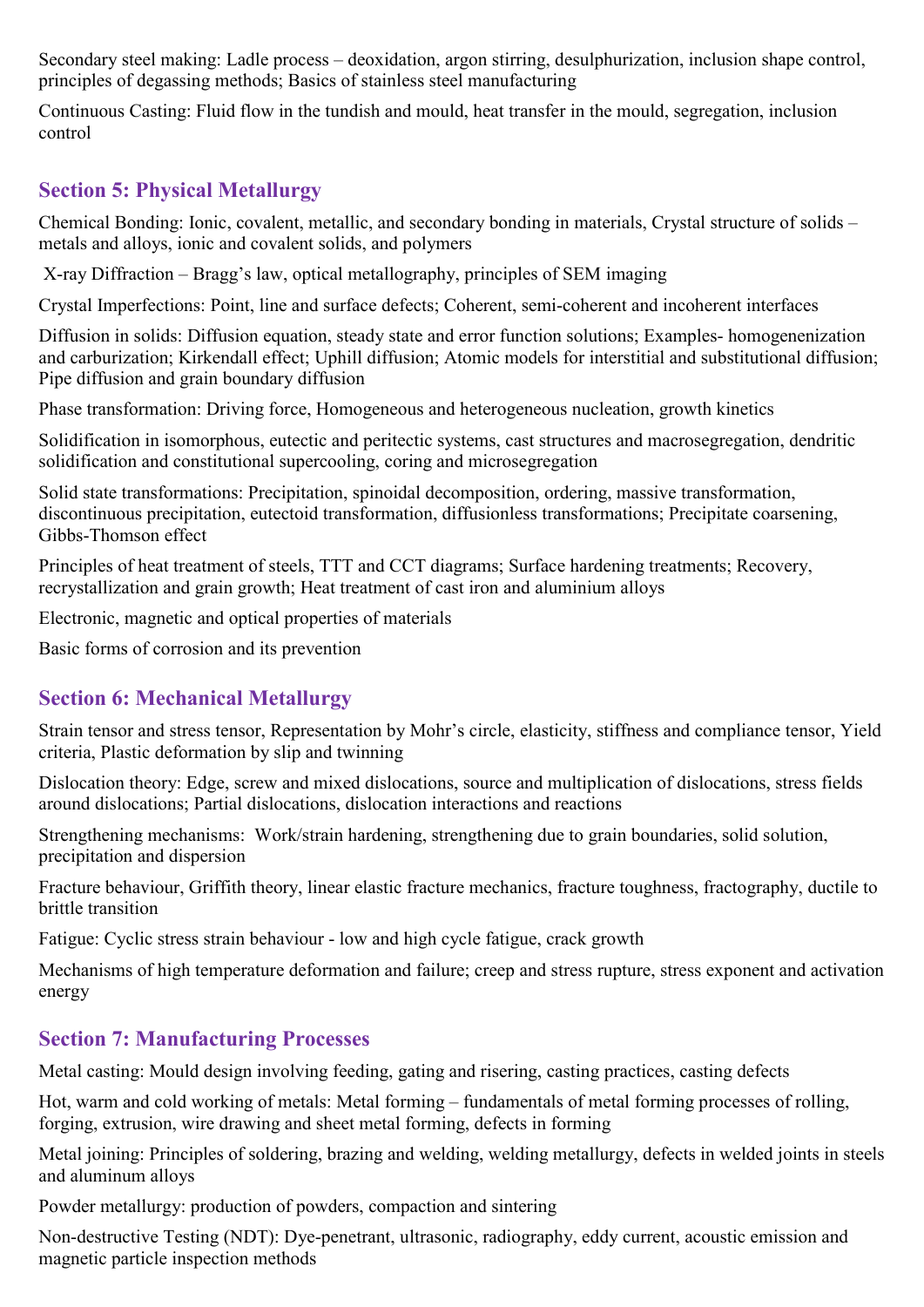Secondary steel making: Ladle process – deoxidation, argon stirring, desulphurization, inclusion shape control, principles of degassing methods; Basics of stainless steel manufacturing

Continuous Casting: Fluid flow in the tundish and mould, heat transfer in the mould, segregation, inclusion control

## Section 5: Physical Metallurgy

Chemical Bonding: Ionic, covalent, metallic, and secondary bonding in materials, Crystal structure of solids – metals and alloys, ionic and covalent solids, and polymers

X-ray Diffraction – Bragg's law, optical metallography, principles of SEM imaging

Crystal Imperfections: Point, line and surface defects; Coherent, semi-coherent and incoherent interfaces

Diffusion in solids: Diffusion equation, steady state and error function solutions; Examples- homogenization and carburization; Kirkendall effect; Uphill diffusion; Atomic models for interstitial and substitutional diffusion; Pipe diffusion and grain boundary diffusion

Phase transformation: Driving force, Homogeneous and heterogeneous nucleation, growth kinetics

Solidification in isomorphous, eutectic and peritectic systems, cast structures and macrosegregation, dendritic solidification and constitutional supercooling, coring and microsegregation

Solid state transformations: Precipitation, spinoidal decomposition, ordering, massive transformation, discontinuous precipitation, eutectoid transformation, diffusionless transformations; Precipitate coarsening, Gibbs-Thomson effect

Principles of heat treatment of steels, TTT and CCT diagrams; Surface hardening treatments; Recovery, recrystallization and grain growth; Heat treatment of cast iron and aluminium alloys

Electronic, magnetic and optical properties of materials

Basic forms of corrosion and its prevention

## Section 6: Mechanical Metallurgy

Strain tensor and stress tensor, Representation by Mohr's circle, elasticity, stiffness and compliance tensor, Yield criteria, Plastic deformation by slip and twinning

Dislocation theory: Edge, screw and mixed dislocations, source and multiplication of dislocations, stress fields around dislocations; Partial dislocations, dislocation interactions and reactions

Strengthening mechanisms: Work/strain hardening, strengthening due to grain boundaries, solid solution, precipitation and dispersion

Fracture behaviour, Griffith theory, linear elastic fracture mechanics, fracture toughness, fractography, ductile to brittle transition

Fatigue: Cyclic stress strain behaviour - low and high cycle fatigue, crack growth

Mechanisms of high temperature deformation and failure; creep and stress rupture, stress exponent and activation energy

## Section 7: Manufacturing Processes

Metal casting: Mould design involving feeding, gating and risering, casting practices, casting defects

Hot, warm and cold working of metals: Metal forming – fundamentals of metal forming processes of rolling, forging, extrusion, wire drawing and sheet metal forming, defects in forming

Metal joining: Principles of soldering, brazing and welding, welding metallurgy, defects in welded joints in steels and aluminum alloys

Powder metallurgy: production of powders, compaction and sintering

Non-destructive Testing (NDT): Dye-penetrant, ultrasonic, radiography, eddy current, acoustic emission and magnetic particle inspection methods